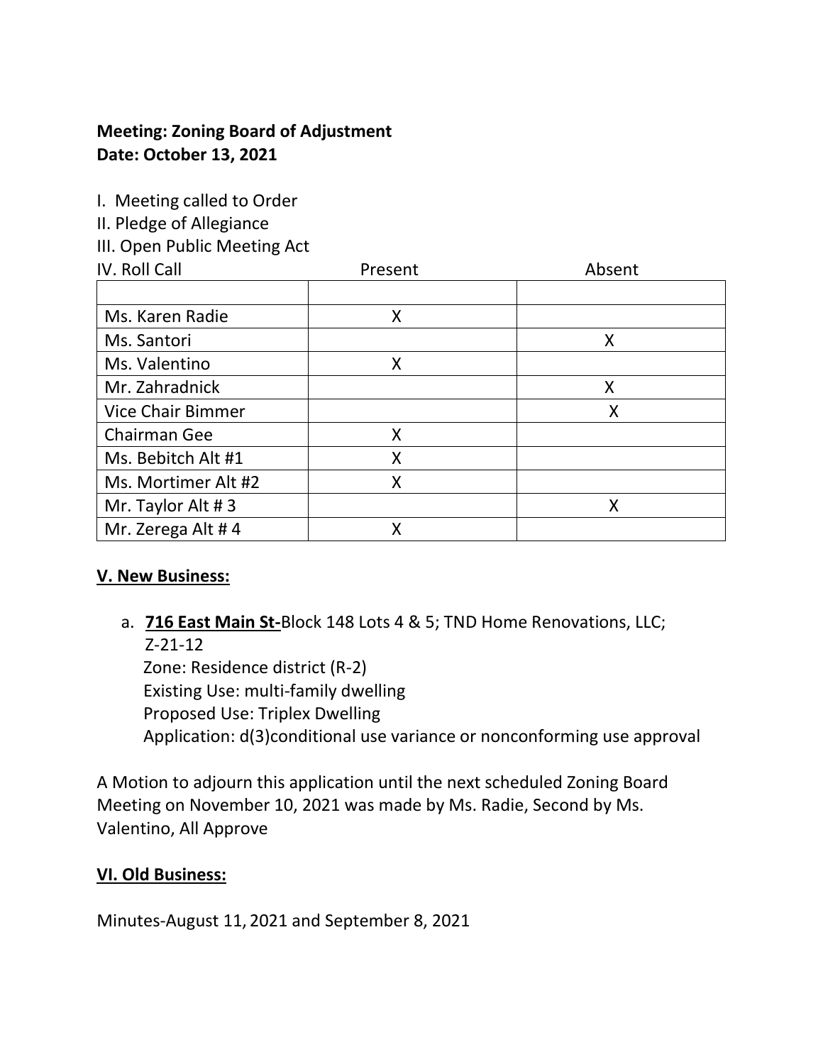**Meeting: Zoning Board of Adjustment**
**Date: October 13, 2021**

I. Meeting called to Order
II. Pledge of Allegiance
III. Open Public Meeting Act

| IV. Roll Call | Present | Absent |
|---|---|---|
| | | |
| Ms. Karen Radie | X | |
| Ms. Santori | | X |
| Ms. Valentino | X | |
| Mr. Zahradnick | | X |
| Vice Chair Bimmer | | X |
| Chairman Gee | X | |
| Ms. Bebitch Alt #1 | X | |
| Ms. Mortimer Alt #2 | X | |
| Mr. Taylor Alt # 3 | | X |
| Mr. Zerega Alt # 4 | X | |

**V. New Business:**

a. **716 East Main St-**Block 148 Lots 4 & 5; TND Home Renovations, LLC; Z-21-12
   Zone: Residence district (R-2)
   Existing Use: multi-family dwelling
   Proposed Use: Triplex Dwelling
   Application: d(3)conditional use variance or nonconforming use approval

A Motion to adjourn this application until the next scheduled Zoning Board Meeting on November 10, 2021 was made by Ms. Radie, Second by Ms. Valentino, All Approve

**VI. Old Business:**

Minutes-August 11, 2021 and September 8, 2021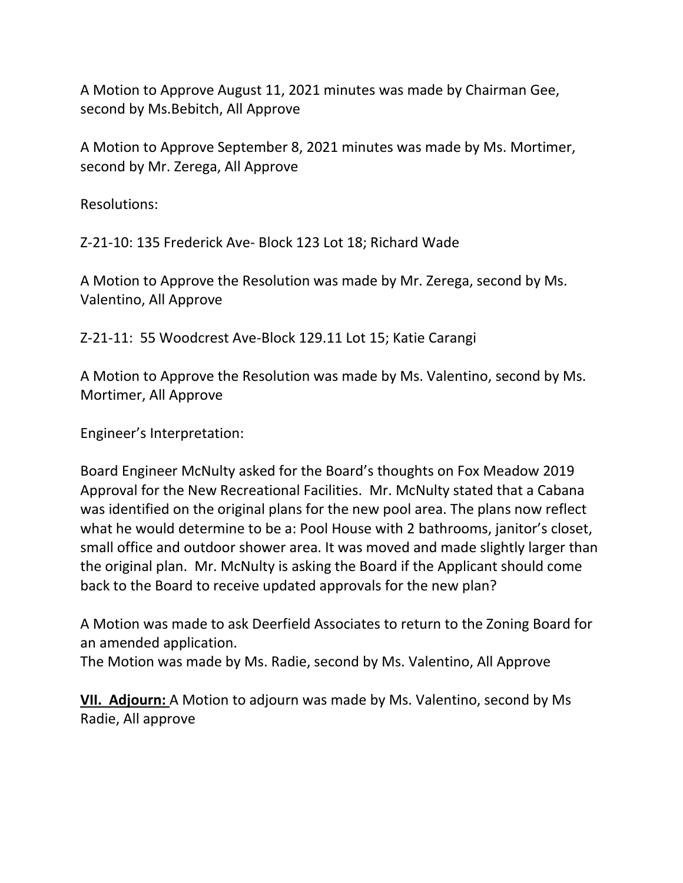A Motion to Approve August 11, 2021 minutes was made by Chairman Gee, second by Ms.Bebitch, All Approve

A Motion to Approve September 8, 2021 minutes was made by Ms. Mortimer, second by Mr. Zerega, All Approve

Resolutions:

Z-21-10: 135 Frederick Ave- Block 123 Lot 18; Richard Wade

A Motion to Approve the Resolution was made by Mr. Zerega, second by Ms. Valentino, All Approve

Z-21-11: 55 Woodcrest Ave-Block 129.11 Lot 15; Katie Carangi

A Motion to Approve the Resolution was made by Ms. Valentino, second by Ms. Mortimer, All Approve

Engineer's Interpretation:

Board Engineer McNulty asked for the Board's thoughts on Fox Meadow 2019 Approval for the New Recreational Facilities. Mr. McNulty stated that a Cabana was identified on the original plans for the new pool area. The plans now reflect what he would determine to be a: Pool House with 2 bathrooms, janitor's closet, small office and outdoor shower area. It was moved and made slightly larger than the original plan. Mr. McNulty is asking the Board if the Applicant should come back to the Board to receive updated approvals for the new plan?

A Motion was made to ask Deerfield Associates to return to the Zoning Board for an amended application.
The Motion was made by Ms. Radie, second by Ms. Valentino, All Approve

**<u>VII. Adjourn:</u>** A Motion to adjourn was made by Ms. Valentino, second by Ms Radie, All approve